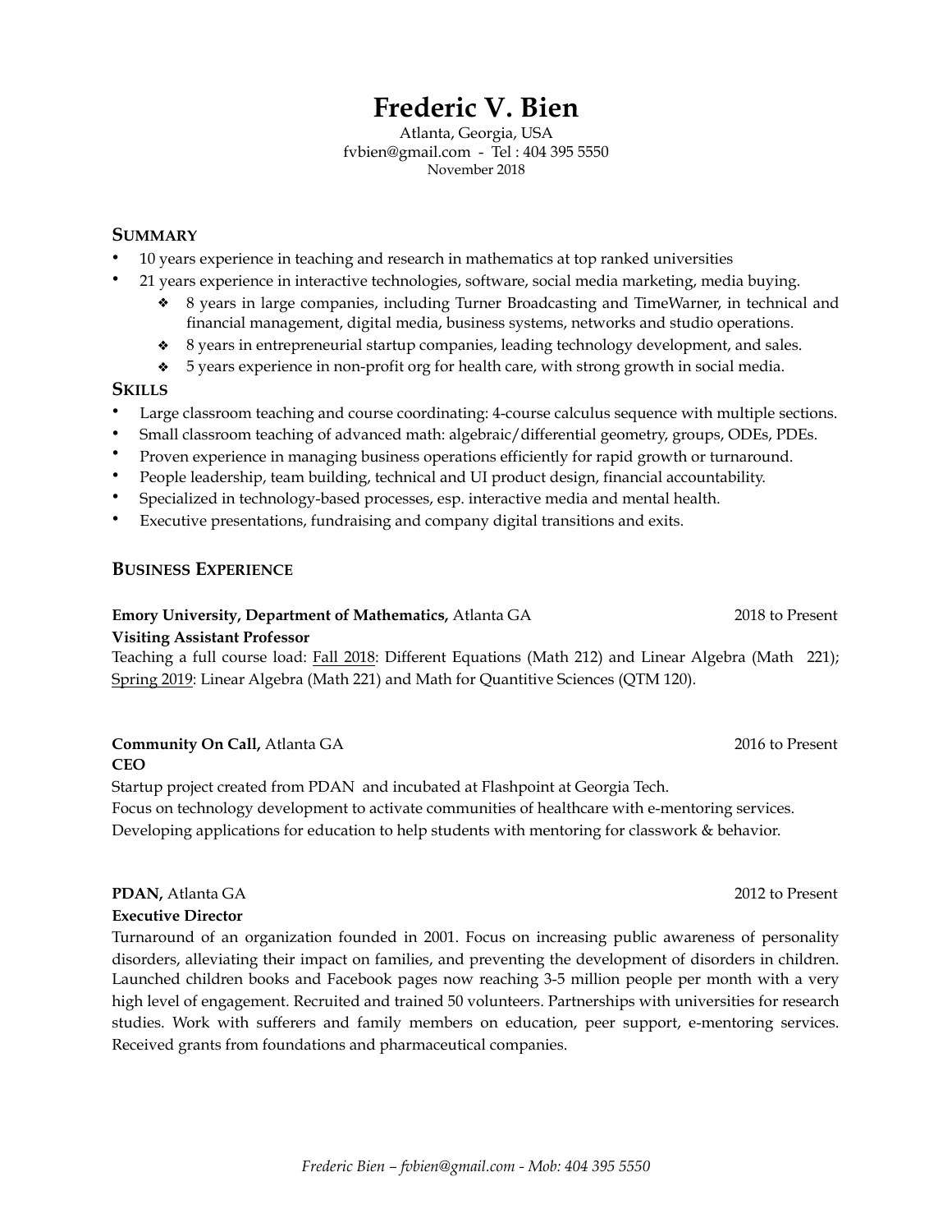# Frederic V. Bien

Atlanta, Georgia, USA
fvbien@gmail.com - Tel : 404 395 5550
November 2018

## Summary

- 10 years experience in teaching and research in mathematics at top ranked universities
- 21 years experience in interactive technologies, software, social media marketing, media buying.
  - 8 years in large companies, including Turner Broadcasting and TimeWarner, in technical and financial management, digital media, business systems, networks and studio operations.
  - 8 years in entrepreneurial startup companies, leading technology development, and sales.
  - 5 years experience in non-profit org for health care, with strong growth in social media.

## Skills

- Large classroom teaching and course coordinating: 4-course calculus sequence with multiple sections.
- Small classroom teaching of advanced math: algebraic/differential geometry, groups, ODEs, PDEs.
- Proven experience in managing business operations efficiently for rapid growth or turnaround.
- People leadership, team building, technical and UI product design, financial accountability.
- Specialized in technology-based processes, esp. interactive media and mental health.
- Executive presentations, fundraising and company digital transitions and exits.

## Business Experience

**Emory University, Department of Mathematics,** Atlanta GA — 2018 to Present
**Visiting Assistant Professor**
Teaching a full course load: Fall 2018: Different Equations (Math 212) and Linear Algebra (Math 221); Spring 2019: Linear Algebra (Math 221) and Math for Quantitive Sciences (QTM 120).

**Community On Call,** Atlanta GA — 2016 to Present
**CEO**
Startup project created from PDAN and incubated at Flashpoint at Georgia Tech.
Focus on technology development to activate communities of healthcare with e-mentoring services.
Developing applications for education to help students with mentoring for classwork & behavior.

**PDAN,** Atlanta GA — 2012 to Present
**Executive Director**
Turnaround of an organization founded in 2001. Focus on increasing public awareness of personality disorders, alleviating their impact on families, and preventing the development of disorders in children. Launched children books and Facebook pages now reaching 3-5 million people per month with a very high level of engagement. Recruited and trained 50 volunteers. Partnerships with universities for research studies. Work with sufferers and family members on education, peer support, e-mentoring services. Received grants from foundations and pharmaceutical companies.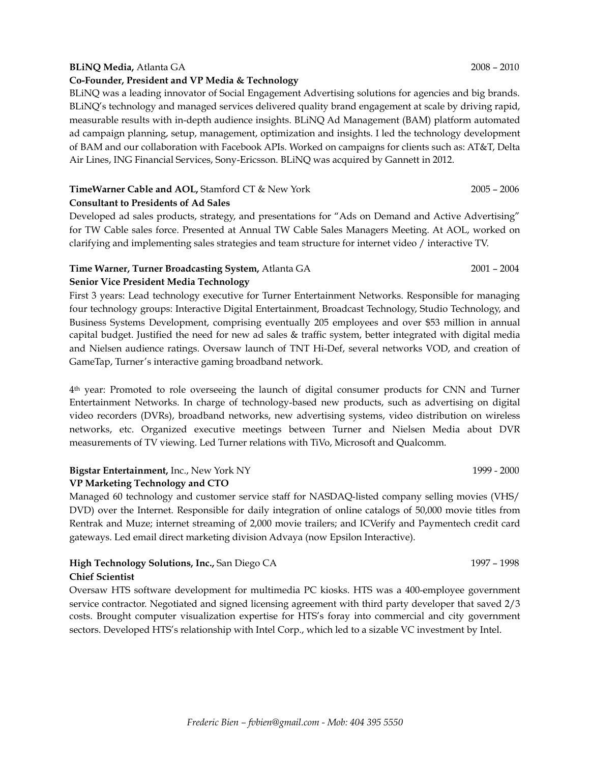**BLiNQ Media,** Atlanta GA 2008 – 2010
**Co-Founder, President and VP Media & Technology**

BLiNQ was a leading innovator of Social Engagement Advertising solutions for agencies and big brands. BLiNQ's technology and managed services delivered quality brand engagement at scale by driving rapid, measurable results with in-depth audience insights. BLiNQ Ad Management (BAM) platform automated ad campaign planning, setup, management, optimization and insights. I led the technology development of BAM and our collaboration with Facebook APIs. Worked on campaigns for clients such as: AT&T, Delta Air Lines, ING Financial Services, Sony-Ericsson. BLiNQ was acquired by Gannett in 2012.

**TimeWarner Cable and AOL,** Stamford CT & New York 2005 – 2006
**Consultant to Presidents of Ad Sales**

Developed ad sales products, strategy, and presentations for "Ads on Demand and Active Advertising" for TW Cable sales force. Presented at Annual TW Cable Sales Managers Meeting. At AOL, worked on clarifying and implementing sales strategies and team structure for internet video / interactive TV.

**Time Warner, Turner Broadcasting System,** Atlanta GA 2001 – 2004
**Senior Vice President Media Technology**

First 3 years: Lead technology executive for Turner Entertainment Networks. Responsible for managing four technology groups: Interactive Digital Entertainment, Broadcast Technology, Studio Technology, and Business Systems Development, comprising eventually 205 employees and over $53 million in annual capital budget. Justified the need for new ad sales & traffic system, better integrated with digital media and Nielsen audience ratings. Oversaw launch of TNT Hi-Def, several networks VOD, and creation of GameTap, Turner's interactive gaming broadband network.

4th year: Promoted to role overseeing the launch of digital consumer products for CNN and Turner Entertainment Networks. In charge of technology-based new products, such as advertising on digital video recorders (DVRs), broadband networks, new advertising systems, video distribution on wireless networks, etc. Organized executive meetings between Turner and Nielsen Media about DVR measurements of TV viewing. Led Turner relations with TiVo, Microsoft and Qualcomm.

**Bigstar Entertainment,** Inc., New York NY 1999 - 2000
**VP Marketing Technology and CTO**

Managed 60 technology and customer service staff for NASDAQ-listed company selling movies (VHS/DVD) over the Internet. Responsible for daily integration of online catalogs of 50,000 movie titles from Rentrak and Muze; internet streaming of 2,000 movie trailers; and ICVerify and Paymentech credit card gateways. Led email direct marketing division Advaya (now Epsilon Interactive).

**High Technology Solutions, Inc.,** San Diego CA 1997 – 1998
**Chief Scientist**

Oversaw HTS software development for multimedia PC kiosks. HTS was a 400-employee government service contractor. Negotiated and signed licensing agreement with third party developer that saved 2/3 costs. Brought computer visualization expertise for HTS's foray into commercial and city government sectors. Developed HTS's relationship with Intel Corp., which led to a sizable VC investment by Intel.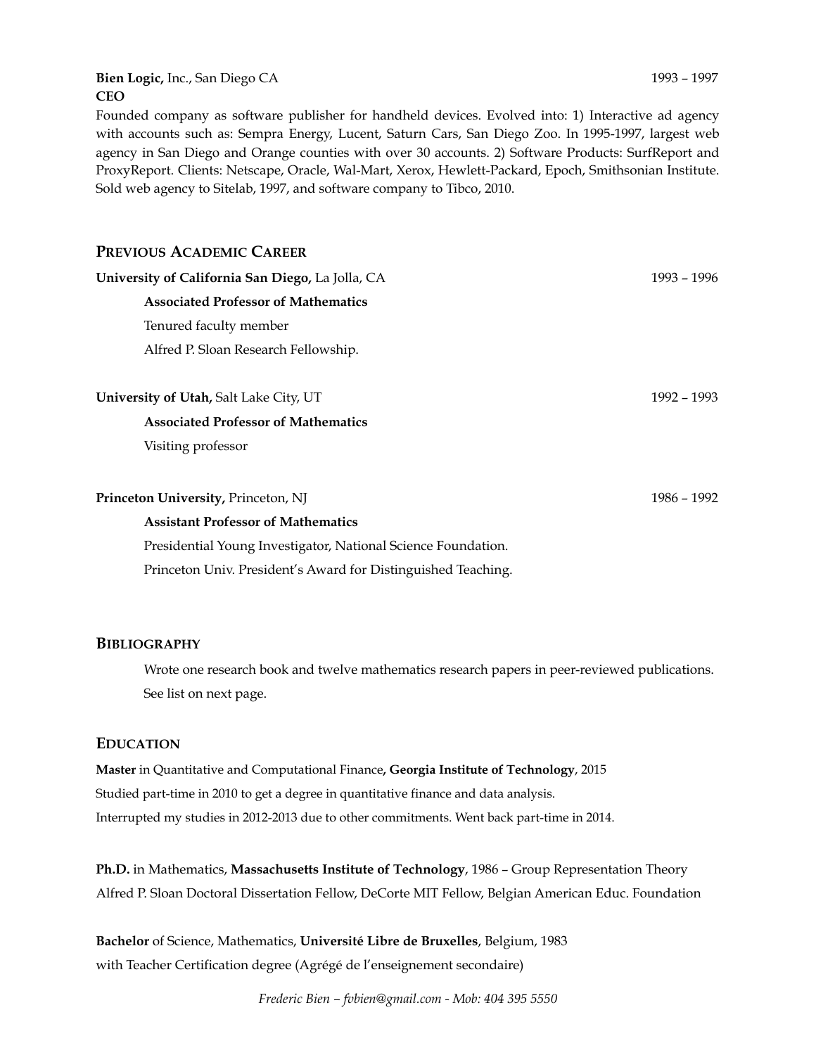**Bien Logic,** Inc., San Diego CA 1993 – 1997
**CEO**

Founded company as software publisher for handheld devices. Evolved into: 1) Interactive ad agency with accounts such as: Sempra Energy, Lucent, Saturn Cars, San Diego Zoo. In 1995-1997, largest web agency in San Diego and Orange counties with over 30 accounts. 2) Software Products: SurfReport and ProxyReport. Clients: Netscape, Oracle, Wal-Mart, Xerox, Hewlett-Packard, Epoch, Smithsonian Institute. Sold web agency to Sitelab, 1997, and software company to Tibco, 2010.

## PREVIOUS ACADEMIC CAREER

**University of California San Diego,** La Jolla, CA 1993 – 1996

**Associated Professor of Mathematics**

Tenured faculty member

Alfred P. Sloan Research Fellowship.

**University of Utah,** Salt Lake City, UT 1992 – 1993

**Associated Professor of Mathematics**

Visiting professor

**Princeton University,** Princeton, NJ 1986 – 1992

**Assistant Professor of Mathematics**

Presidential Young Investigator, National Science Foundation.

Princeton Univ. President's Award for Distinguished Teaching.

## BIBLIOGRAPHY

Wrote one research book and twelve mathematics research papers in peer-reviewed publications.
See list on next page.

## EDUCATION

**Master** in Quantitative and Computational Finance**, Georgia Institute of Technology**, 2015
Studied part-time in 2010 to get a degree in quantitative finance and data analysis.
Interrupted my studies in 2012-2013 due to other commitments. Went back part-time in 2014.

**Ph.D.** in Mathematics, **Massachusetts Institute of Technology**, 1986 – Group Representation Theory
Alfred P. Sloan Doctoral Dissertation Fellow, DeCorte MIT Fellow, Belgian American Educ. Foundation

**Bachelor** of Science, Mathematics, **Université Libre de Bruxelles**, Belgium, 1983
with Teacher Certification degree (Agrégé de l'enseignement secondaire)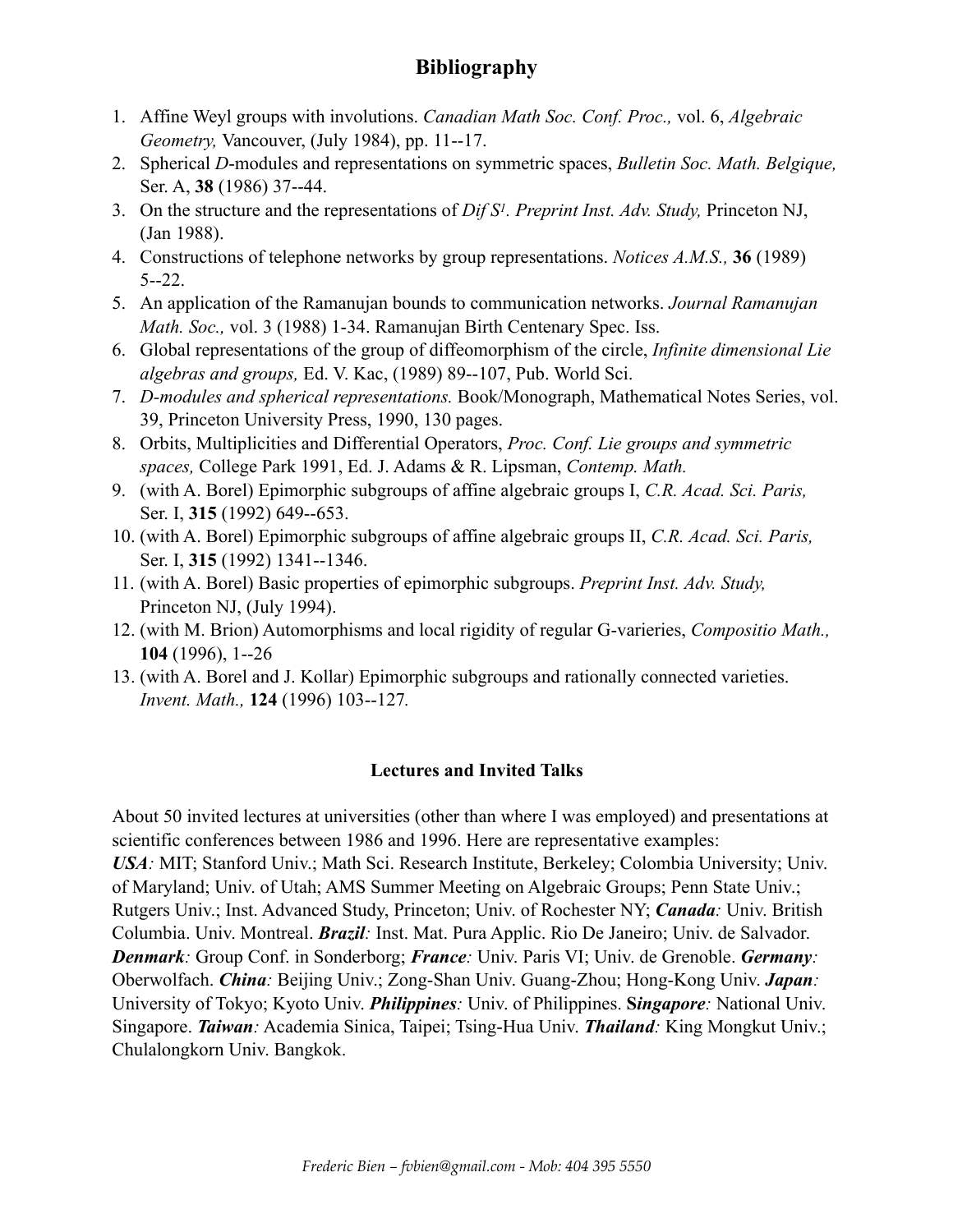# Bibliography

1. Affine Weyl groups with involutions. *Canadian Math Soc. Conf. Proc.,* vol. 6, *Algebraic Geometry,* Vancouver, (July 1984), pp. 11--17.
2. Spherical *D*-modules and representations on symmetric spaces, *Bulletin Soc. Math. Belgique,* Ser. A, **38** (1986) 37--44.
3. On the structure and the representations of *Dif* $S^1$. *Preprint Inst. Adv. Study,* Princeton NJ, (Jan 1988).
4. Constructions of telephone networks by group representations. *Notices A.M.S.,* **36** (1989) 5--22.
5. An application of the Ramanujan bounds to communication networks. *Journal Ramanujan Math. Soc.,* vol. 3 (1988) 1-34. Ramanujan Birth Centenary Spec. Iss.
6. Global representations of the group of diffeomorphism of the circle, *Infinite dimensional Lie algebras and groups,* Ed. V. Kac, (1989) 89--107, Pub. World Sci.
7. *D-modules and spherical representations.* Book/Monograph, Mathematical Notes Series, vol. 39, Princeton University Press, 1990, 130 pages.
8. Orbits, Multiplicities and Differential Operators, *Proc. Conf. Lie groups and symmetric spaces,* College Park 1991, Ed. J. Adams & R. Lipsman, *Contemp. Math.*
9. (with A. Borel) Epimorphic subgroups of affine algebraic groups I, *C.R. Acad. Sci. Paris,* Ser. I, **315** (1992) 649--653.
10. (with A. Borel) Epimorphic subgroups of affine algebraic groups II, *C.R. Acad. Sci. Paris,* Ser. I, **315** (1992) 1341--1346.
11. (with A. Borel) Basic properties of epimorphic subgroups. *Preprint Inst. Adv. Study,* Princeton NJ, (July 1994).
12. (with M. Brion) Automorphisms and local rigidity of regular G-varieries, *Compositio Math.,* **104** (1996), 1--26
13. (with A. Borel and J. Kollar) Epimorphic subgroups and rationally connected varieties. *Invent. Math.,* **124** (1996) 103--127.

## Lectures and Invited Talks

About 50 invited lectures at universities (other than where I was employed) and presentations at scientific conferences between 1986 and 1996. Here are representative examples:
***USA**:* MIT; Stanford Univ.; Math Sci. Research Institute, Berkeley; Colombia University; Univ. of Maryland; Univ. of Utah; AMS Summer Meeting on Algebraic Groups; Penn State Univ.; Rutgers Univ.; Inst. Advanced Study, Princeton; Univ. of Rochester NY; ***Canada**:* Univ. British Columbia. Univ. Montreal. ***Brazil**:* Inst. Mat. Pura Applic. Rio De Janeiro; Univ. de Salvador. ***Denmark**:* Group Conf. in Sonderborg; ***France**:* Univ. Paris VI; Univ. de Grenoble. ***Germany**:* Oberwolfach. ***China**:* Beijing Univ.; Zong-Shan Univ. Guang-Zhou; Hong-Kong Univ. ***Japan**:* University of Tokyo; Kyoto Univ. ***Philippines**:* Univ. of Philippines. **S*ingapore*:** National Univ. Singapore. ***Taiwan**:* Academia Sinica, Taipei; Tsing-Hua Univ. ***Thailand**:* King Mongkut Univ.; Chulalongkorn Univ. Bangkok.